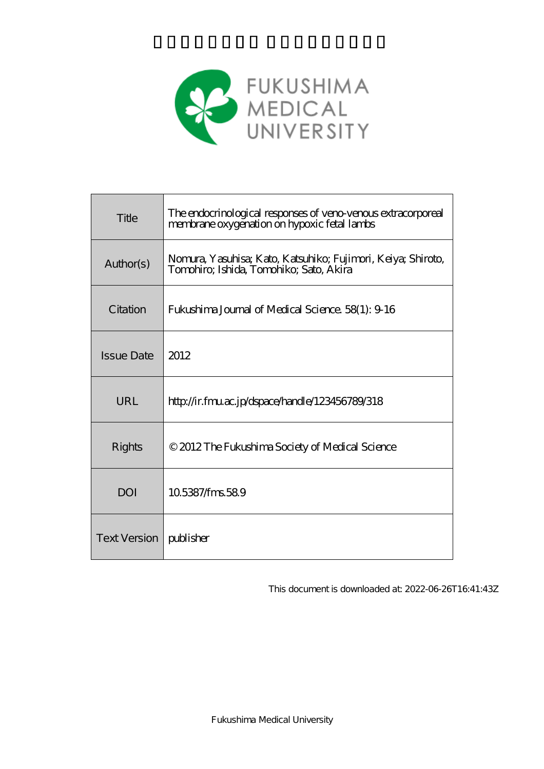FUKUSHIMA MEDICAL UNIVERSITY

| Title | The endocrinological responses of veno-venous extracorporeal membrane oxygenation on hypoxic fetal lambs |
| --- | --- |
| Author(s) | Nomura, Yasuhisa; Kato, Katsuhiko; Fujimori, Keiya; Shiroto, Tomohiro; Ishida, Tomohiko; Sato, Akira |
| Citation | Fukushima Journal of Medical Science. 58(1): 9-16 |
| Issue Date | 2012 |
| URL | http://ir.fmu.ac.jp/dspace/handle/123456789/318 |
| Rights | © 2012 The Fukushima Society of Medical Science |
| DOI | 10.5387/fms.58.9 |
| Text Version | publisher |

This document is downloaded at: 2022-06-26T16:41:43Z

Fukushima Medical University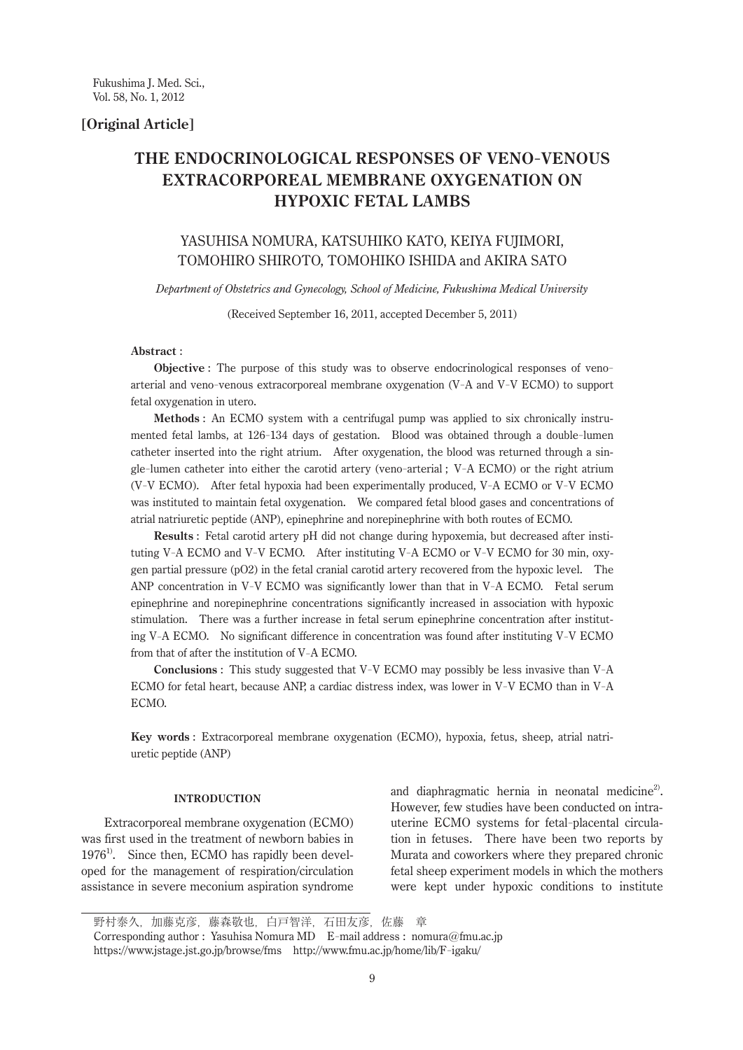**[Original Article]**

# THE ENDOCRINOLOGICAL RESPONSES OF VENO-VENOUS EXTRACORPOREAL MEMBRANE OXYGENATION ON HYPOXIC FETAL LAMBS

YASUHISA NOMURA, KATSUHIKO KATO, KEIYA FUJIMORI, TOMOHIRO SHIROTO, TOMOHIKO ISHIDA and AKIRA SATO

*Department of Obstetrics and Gynecology, School of Medicine, Fukushima Medical University*

(Received September 16, 2011, accepted December 5, 2011)

**Abstract** :

**Objective** : The purpose of this study was to observe endocrinological responses of veno-arterial and veno-venous extracorporeal membrane oxygenation (V-A and V-V ECMO) to support fetal oxygenation in utero.

**Methods** : An ECMO system with a centrifugal pump was applied to six chronically instrumented fetal lambs, at 126-134 days of gestation. Blood was obtained through a double-lumen catheter inserted into the right atrium. After oxygenation, the blood was returned through a single-lumen catheter into either the carotid artery (veno-arterial ; V-A ECMO) or the right atrium (V-V ECMO). After fetal hypoxia had been experimentally produced, V-A ECMO or V-V ECMO was instituted to maintain fetal oxygenation. We compared fetal blood gases and concentrations of atrial natriuretic peptide (ANP), epinephrine and norepinephrine with both routes of ECMO.

**Results** : Fetal carotid artery pH did not change during hypoxemia, but decreased after instituting V-A ECMO and V-V ECMO. After instituting V-A ECMO or V-V ECMO for 30 min, oxygen partial pressure (pO2) in the fetal cranial carotid artery recovered from the hypoxic level. The ANP concentration in V-V ECMO was significantly lower than that in V-A ECMO. Fetal serum epinephrine and norepinephrine concentrations significantly increased in association with hypoxic stimulation. There was a further increase in fetal serum epinephrine concentration after instituting V-A ECMO. No significant difference in concentration was found after instituting V-V ECMO from that of after the institution of V-A ECMO.

**Conclusions** : This study suggested that V-V ECMO may possibly be less invasive than V-A ECMO for fetal heart, because ANP, a cardiac distress index, was lower in V-V ECMO than in V-A ECMO.

**Key words** : Extracorporeal membrane oxygenation (ECMO), hypoxia, fetus, sheep, atrial natriuretic peptide (ANP)

## INTRODUCTION

Extracorporeal membrane oxygenation (ECMO) was first used in the treatment of newborn babies in 1976[1]. Since then, ECMO has rapidly been developed for the management of respiration/circulation assistance in severe meconium aspiration syndrome and diaphragmatic hernia in neonatal medicine[2]. However, few studies have been conducted on intrauterine ECMO systems for fetal-placental circulation in fetuses. There have been two reports by Murata and coworkers where they prepared chronic fetal sheep experiment models in which the mothers were kept under hypoxic conditions to institute

---

野村泰久，加藤克彦，藤森敬也，白戸智洋，石田友彦，佐藤　章

Corresponding author : Yasuhisa Nomura MD E-mail address : nomura@fmu.ac.jp

https://www.jstage.jst.go.jp/browse/fms http://www.fmu.ac.jp/home/lib/F-igaku/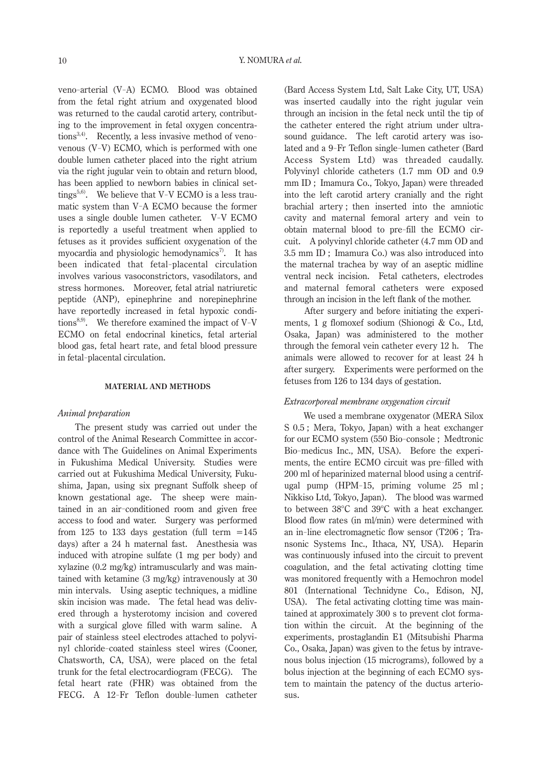veno-arterial (V-A) ECMO. Blood was obtained from the fetal right atrium and oxygenated blood was returned to the caudal carotid artery, contributing to the improvement in fetal oxygen concentrations[3,4]. Recently, a less invasive method of veno-venous (V-V) ECMO, which is performed with one double lumen catheter placed into the right atrium via the right jugular vein to obtain and return blood, has been applied to newborn babies in clinical settings[5,6]. We believe that V-V ECMO is a less traumatic system than V-A ECMO because the former uses a single double lumen catheter. V-V ECMO is reportedly a useful treatment when applied to fetuses as it provides sufficient oxygenation of the myocardia and physiologic hemodynamics[7]. It has been indicated that fetal-placental circulation involves various vasoconstrictors, vasodilators, and stress hormones. Moreover, fetal atrial natriuretic peptide (ANP), epinephrine and norepinephrine have reportedly increased in fetal hypoxic conditions[8,9]. We therefore examined the impact of V-V ECMO on fetal endocrinal kinetics, fetal arterial blood gas, fetal heart rate, and fetal blood pressure in fetal-placental circulation.

## MATERIAL AND METHODS

### *Animal preparation*

The present study was carried out under the control of the Animal Research Committee in accordance with The Guidelines on Animal Experiments in Fukushima Medical University. Studies were carried out at Fukushima Medical University, Fukushima, Japan, using six pregnant Suffolk sheep of known gestational age. The sheep were maintained in an air-conditioned room and given free access to food and water. Surgery was performed from 125 to 133 days gestation (full term =145 days) after a 24 h maternal fast. Anesthesia was induced with atropine sulfate (1 mg per body) and xylazine (0.2 mg/kg) intramuscularly and was maintained with ketamine (3 mg/kg) intravenously at 30 min intervals. Using aseptic techniques, a midline skin incision was made. The fetal head was delivered through a hysterotomy incision and covered with a surgical glove filled with warm saline. A pair of stainless steel electrodes attached to polyvinyl chloride-coated stainless steel wires (Cooner, Chatsworth, CA, USA), were placed on the fetal trunk for the fetal electrocardiogram (FECG). The fetal heart rate (FHR) was obtained from the FECG. A 12-Fr Teflon double-lumen catheter (Bard Access System Ltd, Salt Lake City, UT, USA) was inserted caudally into the right jugular vein through an incision in the fetal neck until the tip of the catheter entered the right atrium under ultrasound guidance. The left carotid artery was isolated and a 9-Fr Teflon single-lumen catheter (Bard Access System Ltd) was threaded caudally. Polyvinyl chloride catheters (1.7 mm OD and 0.9 mm ID ; Imamura Co., Tokyo, Japan) were threaded into the left carotid artery cranially and the right brachial artery ; then inserted into the amniotic cavity and maternal femoral artery and vein to obtain maternal blood to pre-fill the ECMO circuit. A polyvinyl chloride catheter (4.7 mm OD and 3.5 mm ID ; Imamura Co.) was also introduced into the maternal trachea by way of an aseptic midline ventral neck incision. Fetal catheters, electrodes and maternal femoral catheters were exposed through an incision in the left flank of the mother.

After surgery and before initiating the experiments, 1 g flomoxef sodium (Shionogi & Co., Ltd, Osaka, Japan) was administered to the mother through the femoral vein catheter every 12 h. The animals were allowed to recover for at least 24 h after surgery. Experiments were performed on the fetuses from 126 to 134 days of gestation.

### *Extracorporeal membrane oxygenation circuit*

We used a membrane oxygenator (MERA Silox S 0.5 ; Mera, Tokyo, Japan) with a heat exchanger for our ECMO system (550 Bio-console ; Medtronic Bio-medicus Inc., MN, USA). Before the experiments, the entire ECMO circuit was pre-filled with 200 ml of heparinized maternal blood using a centrifugal pump (HPM-15, priming volume 25 ml ; Nikkiso Ltd, Tokyo, Japan). The blood was warmed to between 38°C and 39°C with a heat exchanger. Blood flow rates (in ml/min) were determined with an in-line electromagnetic flow sensor (T206 ; Transonic Systems Inc., Ithaca, NY, USA). Heparin was continuously infused into the circuit to prevent coagulation, and the fetal activating clotting time was monitored frequently with a Hemochron model 801 (International Technidyne Co., Edison, NJ, USA). The fetal activating clotting time was maintained at approximately 300 s to prevent clot formation within the circuit. At the beginning of the experiments, prostaglandin E1 (Mitsubishi Pharma Co., Osaka, Japan) was given to the fetus by intravenous bolus injection (15 micrograms), followed by a bolus injection at the beginning of each ECMO system to maintain the patency of the ductus arteriosus.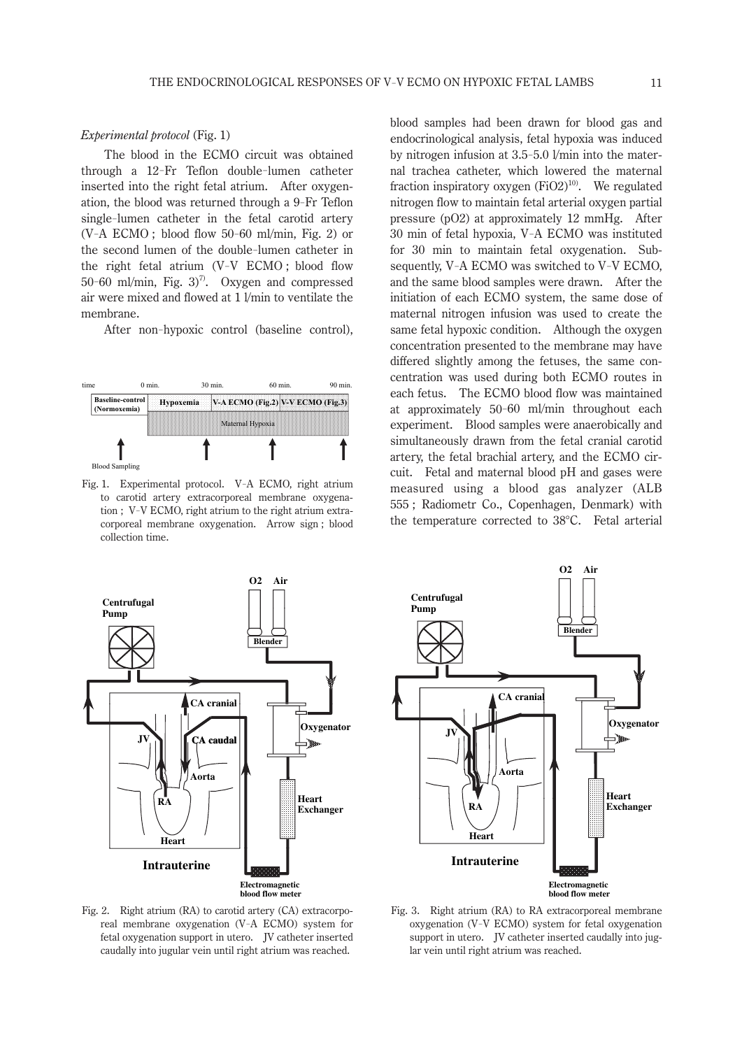*Experimental protocol* (Fig. 1)

The blood in the ECMO circuit was obtained through a 12-Fr Teflon double-lumen catheter inserted into the right fetal atrium. After oxygenation, the blood was returned through a 9-Fr Teflon single-lumen catheter in the fetal carotid artery (V-A ECMO ; blood flow 50-60 ml/min, Fig. 2) or the second lumen of the double-lumen catheter in the right fetal atrium (V-V ECMO ; blood flow 50-60 ml/min, Fig. 3)[7]. Oxygen and compressed air were mixed and flowed at 1 l/min to ventilate the membrane.

After non-hypoxic control (baseline control),

Fig. 1. Experimental protocol. V-A ECMO, right atrium to carotid artery extracorporeal membrane oxygenation ; V-V ECMO, right atrium to the right atrium extracorporeal membrane oxygenation. Arrow sign ; blood collection time.

blood samples had been drawn for blood gas and endocrinological analysis, fetal hypoxia was induced by nitrogen infusion at 3.5-5.0 l/min into the maternal trachea catheter, which lowered the maternal fraction inspiratory oxygen (FiO2)[10]. We regulated nitrogen flow to maintain fetal arterial oxygen partial pressure (pO2) at approximately 12 mmHg. After 30 min of fetal hypoxia, V-A ECMO was instituted for 30 min to maintain fetal oxygenation. Subsequently, V-A ECMO was switched to V-V ECMO, and the same blood samples were drawn. After the initiation of each ECMO system, the same dose of maternal nitrogen infusion was used to create the same fetal hypoxic condition. Although the oxygen concentration presented to the membrane may have differed slightly among the fetuses, the same concentration was used during both ECMO routes in each fetus. The ECMO blood flow was maintained at approximately 50-60 ml/min throughout each experiment. Blood samples were anaerobically and simultaneously drawn from the fetal cranial carotid artery, the fetal brachial artery, and the ECMO circuit. Fetal and maternal blood pH and gases were measured using a blood gas analyzer (ALB 555 ; Radiometr Co., Copenhagen, Denmark) with the temperature corrected to 38°C. Fetal arterial

Fig. 2. Right atrium (RA) to carotid artery (CA) extracorporeal membrane oxygenation (V-A ECMO) system for fetal oxygenation support in utero. JV catheter inserted caudally into jugular vein until right atrium was reached.

Fig. 3. Right atrium (RA) to RA extracorporeal membrane oxygenation (V-V ECMO) system for fetal oxygenation support in utero. JV catheter inserted caudally into jugular vein until right atrium was reached.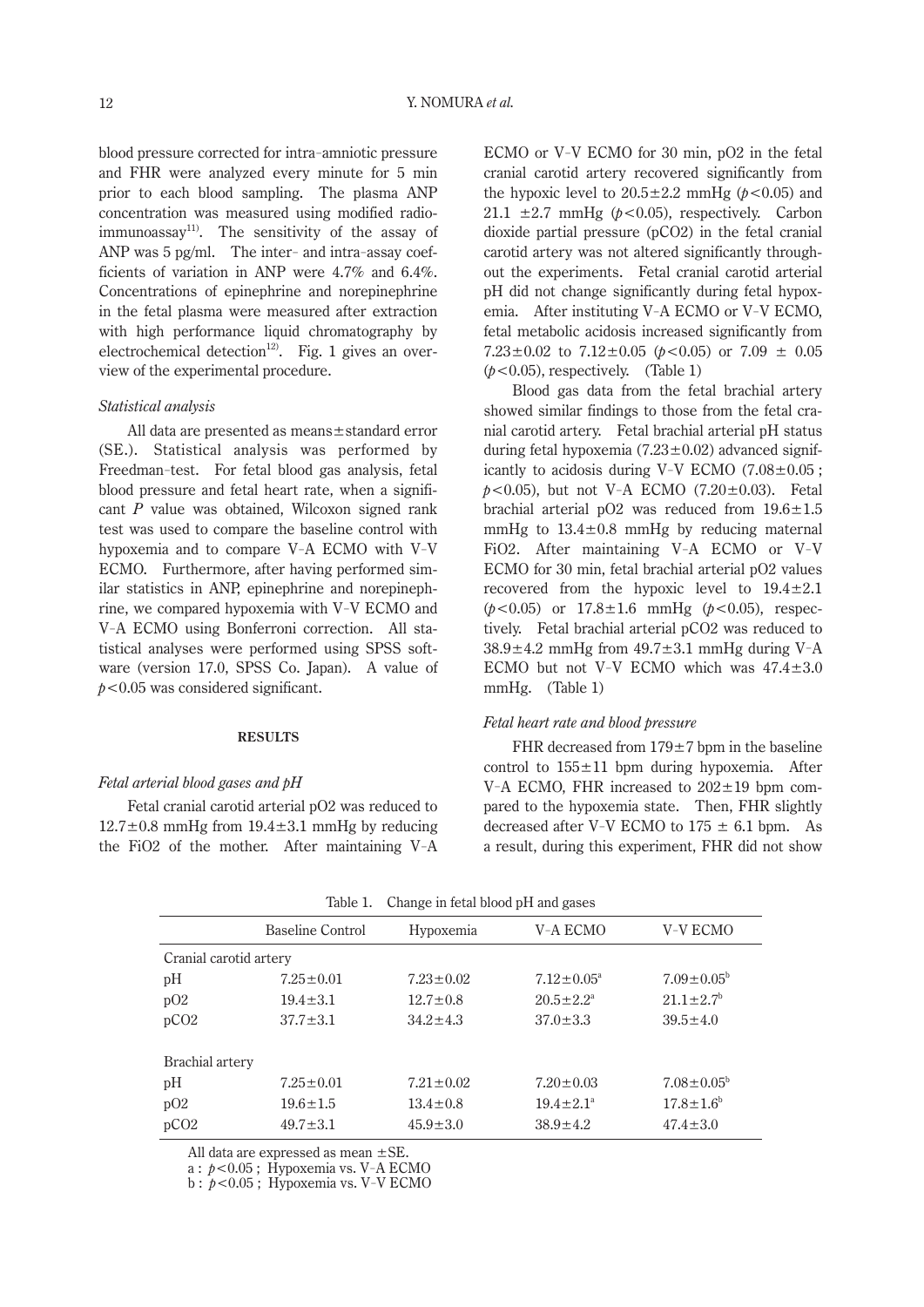blood pressure corrected for intra-amniotic pressure and FHR were analyzed every minute for 5 min prior to each blood sampling. The plasma ANP concentration was measured using modified radioimmunoassay[11]. The sensitivity of the assay of ANP was 5 pg/ml. The inter- and intra-assay coefficients of variation in ANP were 4.7% and 6.4%. Concentrations of epinephrine and norepinephrine in the fetal plasma were measured after extraction with high performance liquid chromatography by electrochemical detection[12]. Fig. 1 gives an overview of the experimental procedure.

### *Statistical analysis*

All data are presented as means±standard error (SE.). Statistical analysis was performed by Freedman-test. For fetal blood gas analysis, fetal blood pressure and fetal heart rate, when a significant *P* value was obtained, Wilcoxon signed rank test was used to compare the baseline control with hypoxemia and to compare V-A ECMO with V-V ECMO. Furthermore, after having performed similar statistics in ANP, epinephrine and norepinephrine, we compared hypoxemia with V-V ECMO and V-A ECMO using Bonferroni correction. All statistical analyses were performed using SPSS software (version 17.0, SPSS Co. Japan). A value of $p<0.05$ was considered significant.

## RESULTS

### *Fetal arterial blood gases and pH*

Fetal cranial carotid arterial pO2 was reduced to 12.7±0.8 mmHg from 19.4±3.1 mmHg by reducing the FiO2 of the mother. After maintaining V-A ECMO or V-V ECMO for 30 min, pO2 in the fetal cranial carotid artery recovered significantly from the hypoxic level to 20.5±2.2 mmHg ($p<0.05$) and 21.1 ±2.7 mmHg ($p<0.05$), respectively. Carbon dioxide partial pressure (pCO2) in the fetal cranial carotid artery was not altered significantly throughout the experiments. Fetal cranial carotid arterial pH did not change significantly during fetal hypoxemia. After instituting V-A ECMO or V-V ECMO, fetal metabolic acidosis increased significantly from 7.23±0.02 to 7.12±0.05 ($p<0.05$) or 7.09 ± 0.05 ($p<0.05$), respectively. (Table 1)

Blood gas data from the fetal brachial artery showed similar findings to those from the fetal cranial carotid artery. Fetal brachial arterial pH status during fetal hypoxemia (7.23±0.02) advanced significantly to acidosis during V-V ECMO (7.08±0.05 ; $p<0.05$), but not V-A ECMO (7.20±0.03). Fetal brachial arterial pO2 was reduced from 19.6±1.5 mmHg to 13.4±0.8 mmHg by reducing maternal FiO2. After maintaining V-A ECMO or V-V ECMO for 30 min, fetal brachial arterial pO2 values recovered from the hypoxic level to 19.4±2.1 ($p<0.05$) or 17.8±1.6 mmHg ($p<0.05$), respectively. Fetal brachial arterial pCO2 was reduced to 38.9±4.2 mmHg from 49.7±3.1 mmHg during V-A ECMO but not V-V ECMO which was 47.4±3.0 mmHg. (Table 1)

### *Fetal heart rate and blood pressure*

FHR decreased from 179±7 bpm in the baseline control to 155±11 bpm during hypoxemia. After V-A ECMO, FHR increased to 202±19 bpm compared to the hypoxemia state. Then, FHR slightly decreased after V-V ECMO to 175 ± 6.1 bpm. As a result, during this experiment, FHR did not show

Table 1. Change in fetal blood pH and gases

| | Baseline Control | Hypoxemia | V-A ECMO | V-V ECMO |
|---|---|---|---|---|
| Cranial carotid artery | | | | |
| pH | 7.25±0.01 | 7.23±0.02 | 7.12±0.05[a] | 7.09±0.05[b] |
| pO2 | 19.4±3.1 | 12.7±0.8 | 20.5±2.2[a] | 21.1±2.7[b] |
| pCO2 | 37.7±3.1 | 34.2±4.3 | 37.0±3.3 | 39.5±4.0 |
| Brachial artery | | | | |
| pH | 7.25±0.01 | 7.21±0.02 | 7.20±0.03 | 7.08±0.05[b] |
| pO2 | 19.6±1.5 | 13.4±0.8 | 19.4±2.1[a] | 17.8±1.6[b] |
| pCO2 | 49.7±3.1 | 45.9±3.0 | 38.9±4.2 | 47.4±3.0 |

All data are expressed as mean ±SE.
a : $p<0.05$ ; Hypoxemia vs. V-A ECMO
b : $p<0.05$ ; Hypoxemia vs. V-V ECMO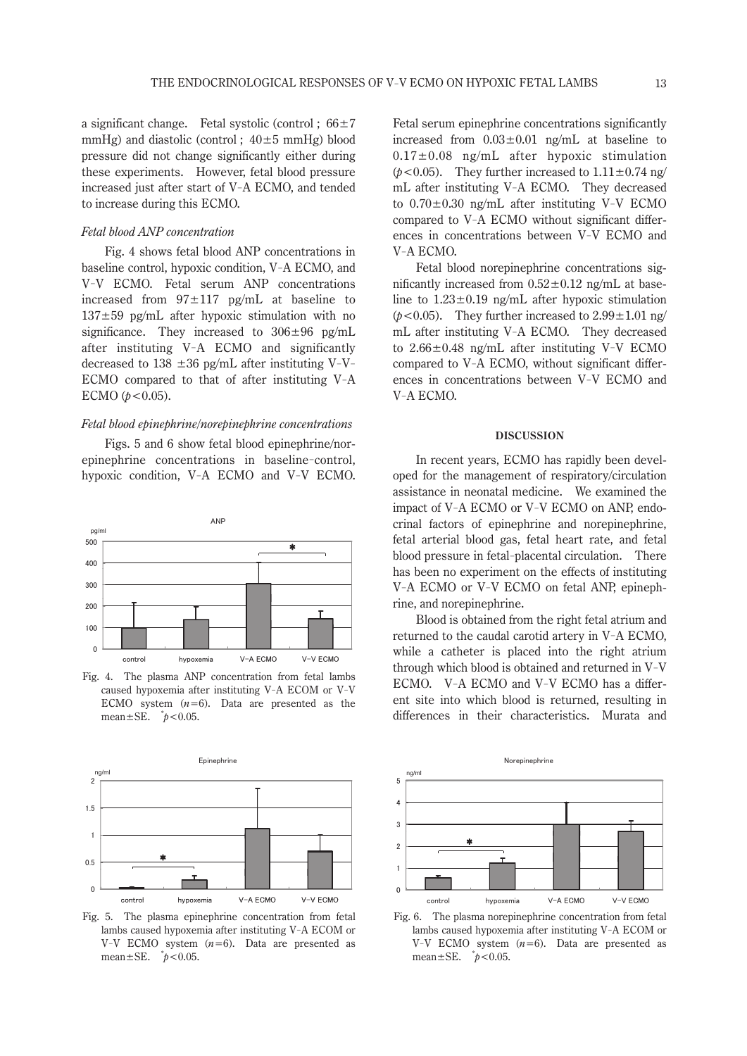a significant change. Fetal systolic (control ; 66±7 mmHg) and diastolic (control ; 40±5 mmHg) blood pressure did not change significantly either during these experiments. However, fetal blood pressure increased just after start of V-A ECMO, and tended to increase during this ECMO.

### *Fetal blood ANP concentration*

Fig. 4 shows fetal blood ANP concentrations in baseline control, hypoxic condition, V-A ECMO, and V-V ECMO. Fetal serum ANP concentrations increased from 97±117 pg/mL at baseline to 137±59 pg/mL after hypoxic stimulation with no significance. They increased to 306±96 pg/mL after instituting V-A ECMO and significantly decreased to 138 ±36 pg/mL after instituting V-V-ECMO compared to that of after instituting V-A ECMO ($p<0.05$).

### *Fetal blood epinephrine/norepinephrine concentrations*

Figs. 5 and 6 show fetal blood epinephrine/norepinephrine concentrations in baseline-control, hypoxic condition, V-A ECMO and V-V ECMO.

Fig. 4. The plasma ANP concentration from fetal lambs caused hypoxemia after instituting V-A ECOM or V-V ECMO system ($n=6$). Data are presented as the mean±SE. *$p<0.05$.

Fig. 5. The plasma epinephrine concentration from fetal lambs caused hypoxemia after instituting V-A ECOM or V-V ECMO system ($n=6$). Data are presented as mean±SE. *$p<0.05$.

Fetal serum epinephrine concentrations significantly increased from 0.03±0.01 ng/mL at baseline to 0.17±0.08 ng/mL after hypoxic stimulation ($p<0.05$). They further increased to 1.11±0.74 ng/mL after instituting V-A ECMO. They decreased to 0.70±0.30 ng/mL after instituting V-V ECMO compared to V-A ECMO without significant differences in concentrations between V-V ECMO and V-A ECMO.

Fetal blood norepinephrine concentrations significantly increased from 0.52±0.12 ng/mL at baseline to 1.23±0.19 ng/mL after hypoxic stimulation ($p<0.05$). They further increased to 2.99±1.01 ng/mL after instituting V-A ECMO. They decreased to 2.66±0.48 ng/mL after instituting V-V ECMO compared to V-A ECMO, without significant differences in concentrations between V-V ECMO and V-A ECMO.

## DISCUSSION

In recent years, ECMO has rapidly been developed for the management of respiratory/circulation assistance in neonatal medicine. We examined the impact of V-A ECMO or V-V ECMO on ANP, endocrinal factors of epinephrine and norepinephrine, fetal arterial blood gas, fetal heart rate, and fetal blood pressure in fetal-placental circulation. There has been no experiment on the effects of instituting V-A ECMO or V-V ECMO on fetal ANP, epinephrine, and norepinephrine.

Blood is obtained from the right fetal atrium and returned to the caudal carotid artery in V-A ECMO, while a catheter is placed into the right atrium through which blood is obtained and returned in V-V ECMO. V-A ECMO and V-V ECMO has a different site into which blood is returned, resulting in differences in their characteristics. Murata and

Fig. 6. The plasma norepinephrine concentration from fetal lambs caused hypoxemia after instituting V-A ECOM or V-V ECMO system ($n=6$). Data are presented as mean±SE. *$p<0.05$.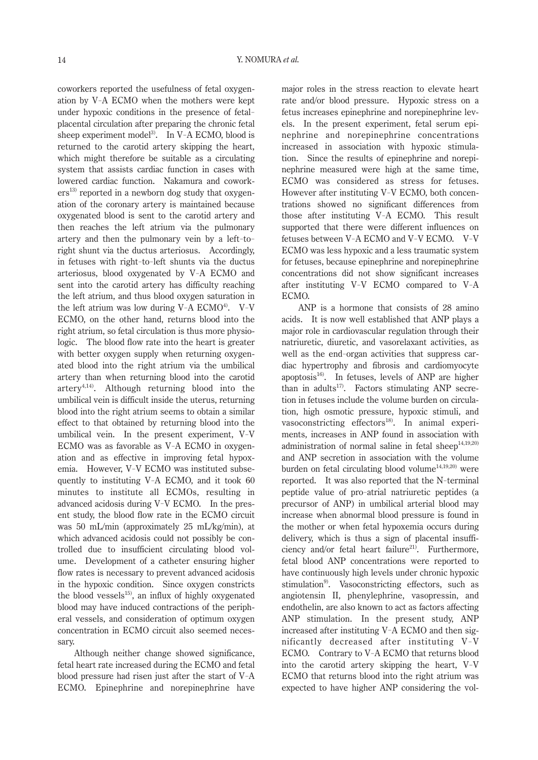coworkers reported the usefulness of fetal oxygenation by V-A ECMO when the mothers were kept under hypoxic conditions in the presence of fetal-placental circulation after preparing the chronic fetal sheep experiment model[3]. In V-A ECMO, blood is returned to the carotid artery skipping the heart, which might therefore be suitable as a circulating system that assists cardiac function in cases with lowered cardiac function. Nakamura and coworkers[13] reported in a newborn dog study that oxygenation of the coronary artery is maintained because oxygenated blood is sent to the carotid artery and then reaches the left atrium via the pulmonary artery and then the pulmonary vein by a left-to-right shunt via the ductus arteriosus. Accordingly, in fetuses with right-to-left shunts via the ductus arteriosus, blood oxygenated by V-A ECMO and sent into the carotid artery has difficulty reaching the left atrium, and thus blood oxygen saturation in the left atrium was low during V-A ECMO[4]. V-V ECMO, on the other hand, returns blood into the right atrium, so fetal circulation is thus more physiologic. The blood flow rate into the heart is greater with better oxygen supply when returning oxygenated blood into the right atrium via the umbilical artery than when returning blood into the carotid artery[4,14]. Although returning blood into the umbilical vein is difficult inside the uterus, returning blood into the right atrium seems to obtain a similar effect to that obtained by returning blood into the umbilical vein. In the present experiment, V-V ECMO was as favorable as V-A ECMO in oxygenation and as effective in improving fetal hypoxemia. However, V-V ECMO was instituted subsequently to instituting V-A ECMO, and it took 60 minutes to institute all ECMOs, resulting in advanced acidosis during V-V ECMO. In the present study, the blood flow rate in the ECMO circuit was 50 mL/min (approximately 25 mL/kg/min), at which advanced acidosis could not possibly be controlled due to insufficient circulating blood volume. Development of a catheter ensuring higher flow rates is necessary to prevent advanced acidosis in the hypoxic condition. Since oxygen constricts the blood vessels[15], an influx of highly oxygenated blood may have induced contractions of the peripheral vessels, and consideration of optimum oxygen concentration in ECMO circuit also seemed necessary.

Although neither change showed significance, fetal heart rate increased during the ECMO and fetal blood pressure had risen just after the start of V-A ECMO. Epinephrine and norepinephrine have major roles in the stress reaction to elevate heart rate and/or blood pressure. Hypoxic stress on a fetus increases epinephrine and norepinephrine levels. In the present experiment, fetal serum epinephrine and norepinephrine concentrations increased in association with hypoxic stimulation. Since the results of epinephrine and norepinephrine measured were high at the same time, ECMO was considered as stress for fetuses. However after instituting V-V ECMO, both concentrations showed no significant differences from those after instituting V-A ECMO. This result supported that there were different influences on fetuses between V-A ECMO and V-V ECMO. V-V ECMO was less hypoxic and a less traumatic system for fetuses, because epinephrine and norepinephrine concentrations did not show significant increases after instituting V-V ECMO compared to V-A ECMO.

ANP is a hormone that consists of 28 amino acids. It is now well established that ANP plays a major role in cardiovascular regulation through their natriuretic, diuretic, and vasorelaxant activities, as well as the end-organ activities that suppress cardiac hypertrophy and fibrosis and cardiomyocyte apoptosis[16]. In fetuses, levels of ANP are higher than in adults[17]. Factors stimulating ANP secretion in fetuses include the volume burden on circulation, high osmotic pressure, hypoxic stimuli, and vasoconstricting effectors[18]. In animal experiments, increases in ANP found in association with administration of normal saline in fetal sheep[14,19,20] and ANP secretion in association with the volume burden on fetal circulating blood volume[14,19,20] were reported. It was also reported that the N-terminal peptide value of pro-atrial natriuretic peptides (a precursor of ANP) in umbilical arterial blood may increase when abnormal blood pressure is found in the mother or when fetal hypoxemia occurs during delivery, which is thus a sign of placental insufficiency and/or fetal heart failure[21]. Furthermore, fetal blood ANP concentrations were reported to have continuously high levels under chronic hypoxic stimulation[9]. Vasoconstricting effectors, such as angiotensin II, phenylephrine, vasopressin, and endothelin, are also known to act as factors affecting ANP stimulation. In the present study, ANP increased after instituting V-A ECMO and then significantly decreased after instituting V-V ECMO. Contrary to V-A ECMO that returns blood into the carotid artery skipping the heart, V-V ECMO that returns blood into the right atrium was expected to have higher ANP considering the vol-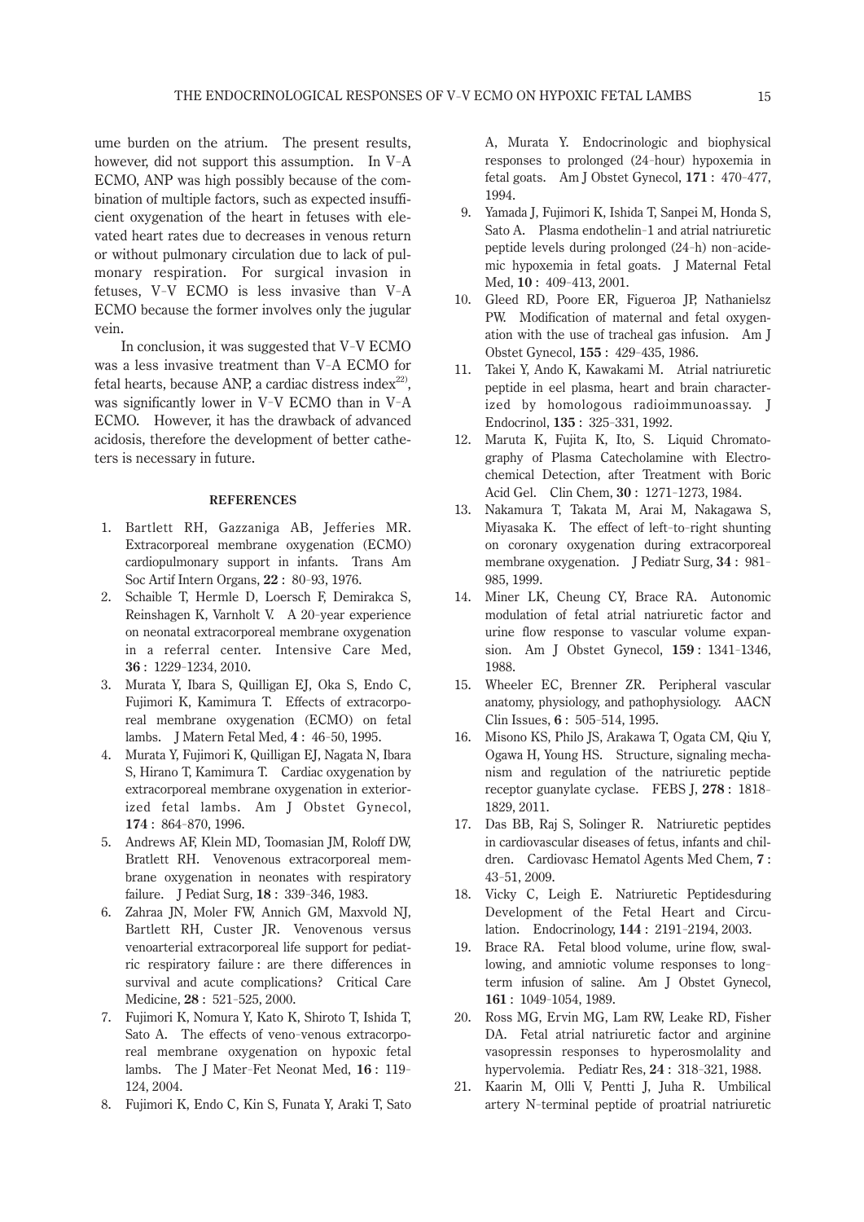ume burden on the atrium. The present results, however, did not support this assumption. In V-A ECMO, ANP was high possibly because of the combination of multiple factors, such as expected insufficient oxygenation of the heart in fetuses with elevated heart rates due to decreases in venous return or without pulmonary circulation due to lack of pulmonary respiration. For surgical invasion in fetuses, V-V ECMO is less invasive than V-A ECMO because the former involves only the jugular vein.

In conclusion, it was suggested that V-V ECMO was a less invasive treatment than V-A ECMO for fetal hearts, because ANP, a cardiac distress index[22], was significantly lower in V-V ECMO than in V-A ECMO. However, it has the drawback of advanced acidosis, therefore the development of better catheters is necessary in future.

## REFERENCES

1. Bartlett RH, Gazzaniga AB, Jefferies MR. Extracorporeal membrane oxygenation (ECMO) cardiopulmonary support in infants. Trans Am Soc Artif Intern Organs, **22** : 80-93, 1976.
2. Schaible T, Hermle D, Loersch F, Demirakca S, Reinshagen K, Varnholt V. A 20-year experience on neonatal extracorporeal membrane oxygenation in a referral center. Intensive Care Med, **36** : 1229-1234, 2010.
3. Murata Y, Ibara S, Quilligan EJ, Oka S, Endo C, Fujimori K, Kamimura T. Effects of extracorporeal membrane oxygenation (ECMO) on fetal lambs. J Matern Fetal Med, **4** : 46-50, 1995.
4. Murata Y, Fujimori K, Quilligan EJ, Nagata N, Ibara S, Hirano T, Kamimura T. Cardiac oxygenation by extracorporeal membrane oxygenation in exteriorized fetal lambs. Am J Obstet Gynecol, **174** : 864-870, 1996.
5. Andrews AF, Klein MD, Toomasian JM, Roloff DW, Bratlett RH. Venovenous extracorporeal membrane oxygenation in neonates with respiratory failure. J Pediat Surg, **18** : 339-346, 1983.
6. Zahraa JN, Moler FW, Annich GM, Maxvold NJ, Bartlett RH, Custer JR. Venovenous versus venoarterial extracorporeal life support for pediatric respiratory failure : are there differences in survival and acute complications? Critical Care Medicine, **28** : 521-525, 2000.
7. Fujimori K, Nomura Y, Kato K, Shiroto T, Ishida T, Sato A. The effects of veno-venous extracorporeal membrane oxygenation on hypoxic fetal lambs. The J Mater-Fet Neonat Med, **16** : 119-124, 2004.
8. Fujimori K, Endo C, Kin S, Funata Y, Araki T, Sato A, Murata Y. Endocrinologic and biophysical responses to prolonged (24-hour) hypoxemia in fetal goats. Am J Obstet Gynecol, **171** : 470-477, 1994.
9. Yamada J, Fujimori K, Ishida T, Sanpei M, Honda S, Sato A. Plasma endothelin-1 and atrial natriuretic peptide levels during prolonged (24-h) non-acidemic hypoxemia in fetal goats. J Maternal Fetal Med, **10** : 409-413, 2001.
10. Gleed RD, Poore ER, Figueroa JP, Nathanielsz PW. Modification of maternal and fetal oxygenation with the use of tracheal gas infusion. Am J Obstet Gynecol, **155** : 429-435, 1986.
11. Takei Y, Ando K, Kawakami M. Atrial natriuretic peptide in eel plasma, heart and brain characterized by homologous radioimmunoassay. J Endocrinol, **135** : 325-331, 1992.
12. Maruta K, Fujita K, Ito, S. Liquid Chromatography of Plasma Catecholamine with Electrochemical Detection, after Treatment with Boric Acid Gel. Clin Chem, **30** : 1271-1273, 1984.
13. Nakamura T, Takata M, Arai M, Nakagawa S, Miyasaka K. The effect of left-to-right shunting on coronary oxygenation during extracorporeal membrane oxygenation. J Pediatr Surg, **34** : 981-985, 1999.
14. Miner LK, Cheung CY, Brace RA. Autonomic modulation of fetal atrial natriuretic factor and urine flow response to vascular volume expansion. Am J Obstet Gynecol, **159** : 1341-1346, 1988.
15. Wheeler EC, Brenner ZR. Peripheral vascular anatomy, physiology, and pathophysiology. AACN Clin Issues, **6** : 505-514, 1995.
16. Misono KS, Philo JS, Arakawa T, Ogata CM, Qiu Y, Ogawa H, Young HS. Structure, signaling mechanism and regulation of the natriuretic peptide receptor guanylate cyclase. FEBS J, **278** : 1818-1829, 2011.
17. Das BB, Raj S, Solinger R. Natriuretic peptides in cardiovascular diseases of fetus, infants and children. Cardiovasc Hematol Agents Med Chem, **7** : 43-51, 2009.
18. Vicky C, Leigh E. Natriuretic Peptidesduring Development of the Fetal Heart and Circulation. Endocrinology, **144** : 2191-2194, 2003.
19. Brace RA. Fetal blood volume, urine flow, swallowing, and amniotic volume responses to long-term infusion of saline. Am J Obstet Gynecol, **161** : 1049-1054, 1989.
20. Ross MG, Ervin MG, Lam RW, Leake RD, Fisher DA. Fetal atrial natriuretic factor and arginine vasopressin responses to hyperosmolality and hypervolemia. Pediatr Res, **24** : 318-321, 1988.
21. Kaarin M, Olli V, Pentti J, Juha R. Umbilical artery N-terminal peptide of proatrial natriuretic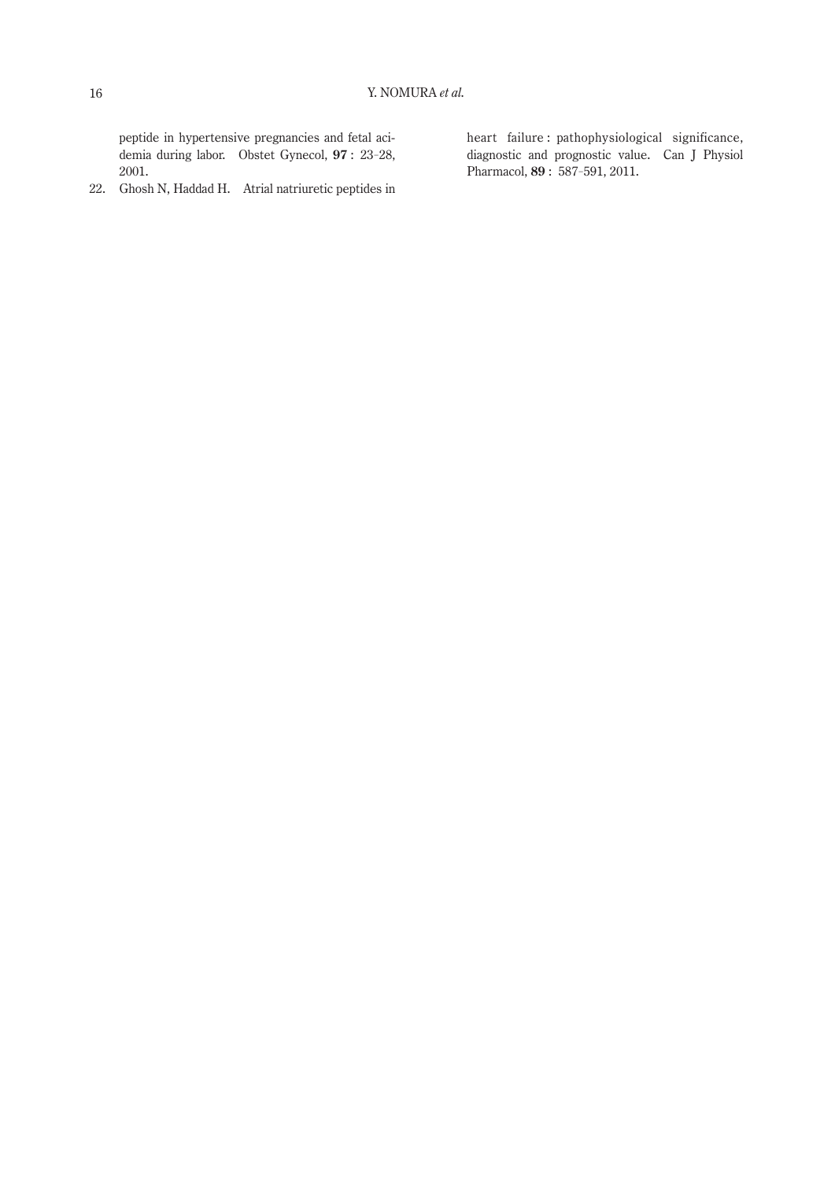peptide in hypertensive pregnancies and fetal acidemia during labor. Obstet Gynecol, **97** : 23–28, 2001.

22. Ghosh N, Haddad H. Atrial natriuretic peptides in heart failure : pathophysiological significance, diagnostic and prognostic value. Can J Physiol Pharmacol, **89** : 587–591, 2011.